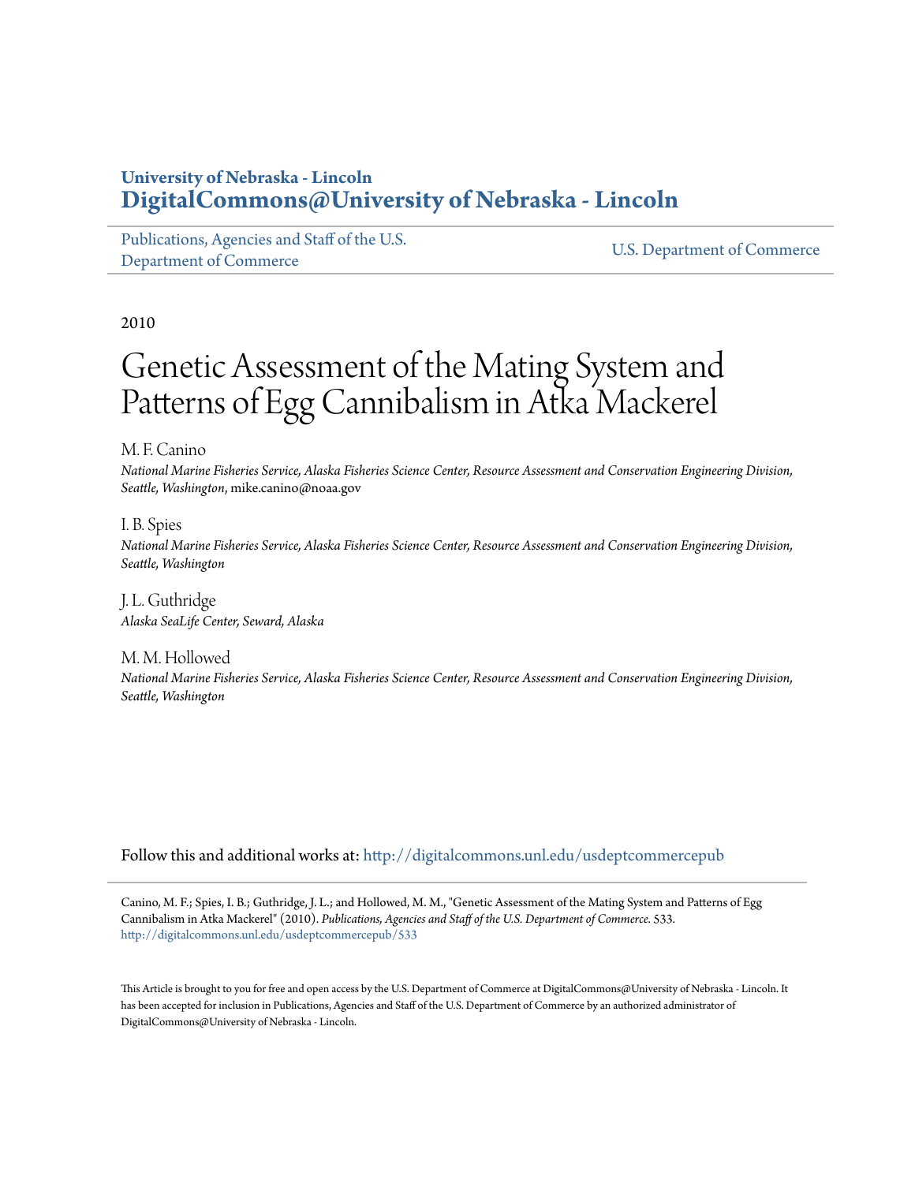University of Nebraska - Lincoln
**DigitalCommons@University of Nebraska - Lincoln**

Publications, Agencies and Staff of the U.S. Department of Commerce | U.S. Department of Commerce

2010

# Genetic Assessment of the Mating System and Patterns of Egg Cannibalism in Atka Mackerel

M. F. Canino
*National Marine Fisheries Service, Alaska Fisheries Science Center, Resource Assessment and Conservation Engineering Division, Seattle, Washington*, mike.canino@noaa.gov

I. B. Spies
*National Marine Fisheries Service, Alaska Fisheries Science Center, Resource Assessment and Conservation Engineering Division, Seattle, Washington*

J. L. Guthridge
*Alaska SeaLife Center, Seward, Alaska*

M. M. Hollowed
*National Marine Fisheries Service, Alaska Fisheries Science Center, Resource Assessment and Conservation Engineering Division, Seattle, Washington*

Follow this and additional works at: http://digitalcommons.unl.edu/usdeptcommercepub

Canino, M. F.; Spies, I. B.; Guthridge, J. L.; and Hollowed, M. M., "Genetic Assessment of the Mating System and Patterns of Egg Cannibalism in Atka Mackerel" (2010). *Publications, Agencies and Staff of the U.S. Department of Commerce*. 533.
http://digitalcommons.unl.edu/usdeptcommercepub/533

This Article is brought to you for free and open access by the U.S. Department of Commerce at DigitalCommons@University of Nebraska - Lincoln. It has been accepted for inclusion in Publications, Agencies and Staff of the U.S. Department of Commerce by an authorized administrator of DigitalCommons@University of Nebraska - Lincoln.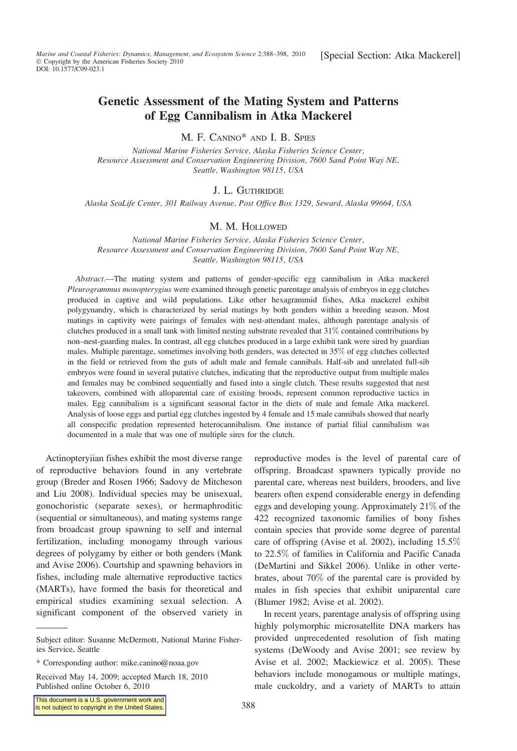[Special Section: Atka Mackerel]

# Genetic Assessment of the Mating System and Patterns of Egg Cannibalism in Atka Mackerel

M. F. Canino* and I. B. Spies

*National Marine Fisheries Service, Alaska Fisheries Science Center, Resource Assessment and Conservation Engineering Division, 7600 Sand Point Way NE, Seattle, Washington 98115, USA*

J. L. Guthridge

*Alaska SeaLife Center, 301 Railway Avenue, Post Office Box 1329, Seward, Alaska 99664, USA*

M. M. Hollowed

*National Marine Fisheries Service, Alaska Fisheries Science Center, Resource Assessment and Conservation Engineering Division, 7600 Sand Point Way NE, Seattle, Washington 98115, USA*

*Abstract*.—The mating system and patterns of gender-specific egg cannibalism in Atka mackerel *Pleurogrammus monopterygius* were examined through genetic parentage analysis of embryos in egg clutches produced in captive and wild populations. Like other hexagrammid fishes, Atka mackerel exhibit polygynandry, which is characterized by serial matings by both genders within a breeding season. Most matings in captivity were pairings of females with nest-attendant males, although parentage analysis of clutches produced in a small tank with limited nesting substrate revealed that 31% contained contributions by non–nest-guarding males. In contrast, all egg clutches produced in a large exhibit tank were sired by guardian males. Multiple parentage, sometimes involving both genders, was detected in 35% of egg clutches collected in the field or retrieved from the guts of adult male and female cannibals. Half-sib and unrelated full-sib embryos were found in several putative clutches, indicating that the reproductive output from multiple males and females may be combined sequentially and fused into a single clutch. These results suggested that nest takeovers, combined with alloparental care of existing broods, represent common reproductive tactics in males. Egg cannibalism is a significant seasonal factor in the diets of male and female Atka mackerel. Analysis of loose eggs and partial egg clutches ingested by 4 female and 15 male cannibals showed that nearly all conspecific predation represented heterocannibalism. One instance of partial filial cannibalism was documented in a male that was one of multiple sires for the clutch.

Actinopteryiian fishes exhibit the most diverse range of reproductive behaviors found in any vertebrate group (Breder and Rosen 1966; Sadovy de Mitcheson and Liu 2008). Individual species may be unisexual, gonochoristic (separate sexes), or hermaphroditic (sequential or simultaneous), and mating systems range from broadcast group spawning to self and internal fertilization, including monogamy through various degrees of polygamy by either or both genders (Mank and Avise 2006). Courtship and spawning behaviors in fishes, including male alternative reproductive tactics (MARTs), have formed the basis for theoretical and empirical studies examining sexual selection. A significant component of the observed variety in reproductive modes is the level of parental care of offspring. Broadcast spawners typically provide no parental care, whereas nest builders, brooders, and live bearers often expend considerable energy in defending eggs and developing young. Approximately 21% of the 422 recognized taxonomic families of bony fishes contain species that provide some degree of parental care of offspring (Avise et al. 2002), including 15.5% to 22.5% of families in California and Pacific Canada (DeMartini and Sikkel 2006). Unlike in other vertebrates, about 70% of the parental care is provided by males in fish species that exhibit uniparental care (Blumer 1982; Avise et al. 2002).

In recent years, parentage analysis of offspring using highly polymorphic microsatellite DNA markers has provided unprecedented resolution of fish mating systems (DeWoody and Avise 2001; see review by Avise et al. 2002; Mackiewicz et al. 2005). These behaviors include monogamous or multiple matings, male cuckoldry, and a variety of MARTs to attain

---

Subject editor: Susanne McDermott, National Marine Fisheries Service, Seattle

\* Corresponding author: mike.canino@noaa.gov

Received May 14, 2009; accepted March 18, 2010
Published online October 6, 2010

This document is a U.S. government work and is not subject to copyright in the United States.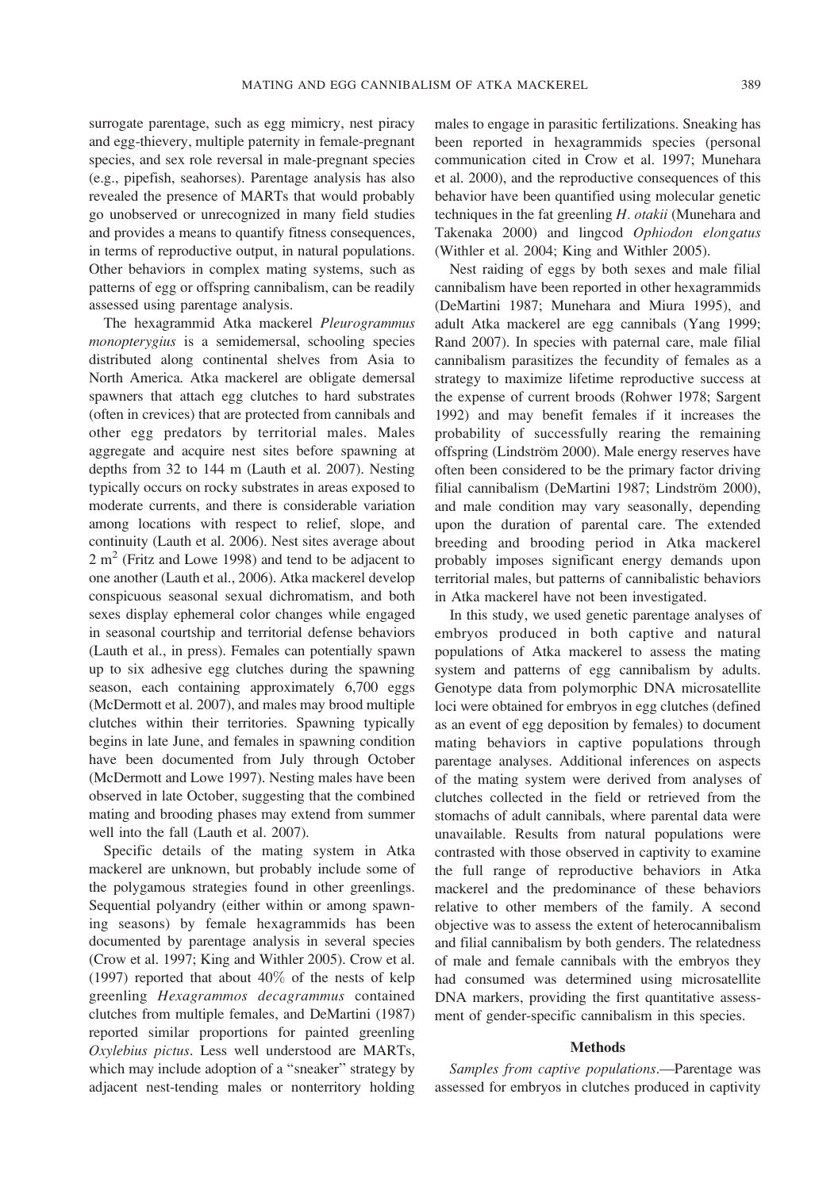surrogate parentage, such as egg mimicry, nest piracy and egg-thievery, multiple paternity in female-pregnant species, and sex role reversal in male-pregnant species (e.g., pipefish, seahorses). Parentage analysis has also revealed the presence of MARTs that would probably go unobserved or unrecognized in many field studies and provides a means to quantify fitness consequences, in terms of reproductive output, in natural populations. Other behaviors in complex mating systems, such as patterns of egg or offspring cannibalism, can be readily assessed using parentage analysis.

The hexagrammid Atka mackerel *Pleurogrammus monopterygius* is a semidemersal, schooling species distributed along continental shelves from Asia to North America. Atka mackerel are obligate demersal spawners that attach egg clutches to hard substrates (often in crevices) that are protected from cannibals and other egg predators by territorial males. Males aggregate and acquire nest sites before spawning at depths from 32 to 144 m (Lauth et al. 2007). Nesting typically occurs on rocky substrates in areas exposed to moderate currents, and there is considerable variation among locations with respect to relief, slope, and continuity (Lauth et al. 2006). Nest sites average about 2 m$^2$ (Fritz and Lowe 1998) and tend to be adjacent to one another (Lauth et al., 2006). Atka mackerel develop conspicuous seasonal sexual dichromatism, and both sexes display ephemeral color changes while engaged in seasonal courtship and territorial defense behaviors (Lauth et al., in press). Females can potentially spawn up to six adhesive egg clutches during the spawning season, each containing approximately 6,700 eggs (McDermott et al. 2007), and males may brood multiple clutches within their territories. Spawning typically begins in late June, and females in spawning condition have been documented from July through October (McDermott and Lowe 1997). Nesting males have been observed in late October, suggesting that the combined mating and brooding phases may extend from summer well into the fall (Lauth et al. 2007).

Specific details of the mating system in Atka mackerel are unknown, but probably include some of the polygamous strategies found in other greenlings. Sequential polyandry (either within or among spawning seasons) by female hexagrammids has been documented by parentage analysis in several species (Crow et al. 1997; King and Withler 2005). Crow et al. (1997) reported that about 40% of the nests of kelp greenling *Hexagrammos decagrammus* contained clutches from multiple females, and DeMartini (1987) reported similar proportions for painted greenling *Oxylebius pictus*. Less well understood are MARTs, which may include adoption of a "sneaker" strategy by adjacent nest-tending males or nonterritory holding males to engage in parasitic fertilizations. Sneaking has been reported in hexagrammids species (personal communication cited in Crow et al. 1997; Munehara et al. 2000), and the reproductive consequences of this behavior have been quantified using molecular genetic techniques in the fat greenling *H. otakii* (Munehara and Takenaka 2000) and lingcod *Ophiodon elongatus* (Withler et al. 2004; King and Withler 2005).

Nest raiding of eggs by both sexes and male filial cannibalism have been reported in other hexagrammids (DeMartini 1987; Munehara and Miura 1995), and adult Atka mackerel are egg cannibals (Yang 1999; Rand 2007). In species with paternal care, male filial cannibalism parasitizes the fecundity of females as a strategy to maximize lifetime reproductive success at the expense of current broods (Rohwer 1978; Sargent 1992) and may benefit females if it increases the probability of successfully rearing the remaining offspring (Lindström 2000). Male energy reserves have often been considered to be the primary factor driving filial cannibalism (DeMartini 1987; Lindström 2000), and male condition may vary seasonally, depending upon the duration of parental care. The extended breeding and brooding period in Atka mackerel probably imposes significant energy demands upon territorial males, but patterns of cannibalistic behaviors in Atka mackerel have not been investigated.

In this study, we used genetic parentage analyses of embryos produced in both captive and natural populations of Atka mackerel to assess the mating system and patterns of egg cannibalism by adults. Genotype data from polymorphic DNA microsatellite loci were obtained for embryos in egg clutches (defined as an event of egg deposition by females) to document mating behaviors in captive populations through parentage analyses. Additional inferences on aspects of the mating system were derived from analyses of clutches collected in the field or retrieved from the stomachs of adult cannibals, where parental data were unavailable. Results from natural populations were contrasted with those observed in captivity to examine the full range of reproductive behaviors in Atka mackerel and the predominance of these behaviors relative to other members of the family. A second objective was to assess the extent of heterocannibalism and filial cannibalism by both genders. The relatedness of male and female cannibals with the embryos they had consumed was determined using microsatellite DNA markers, providing the first quantitative assessment of gender-specific cannibalism in this species.

## Methods

*Samples from captive populations*.—Parentage was assessed for embryos in clutches produced in captivity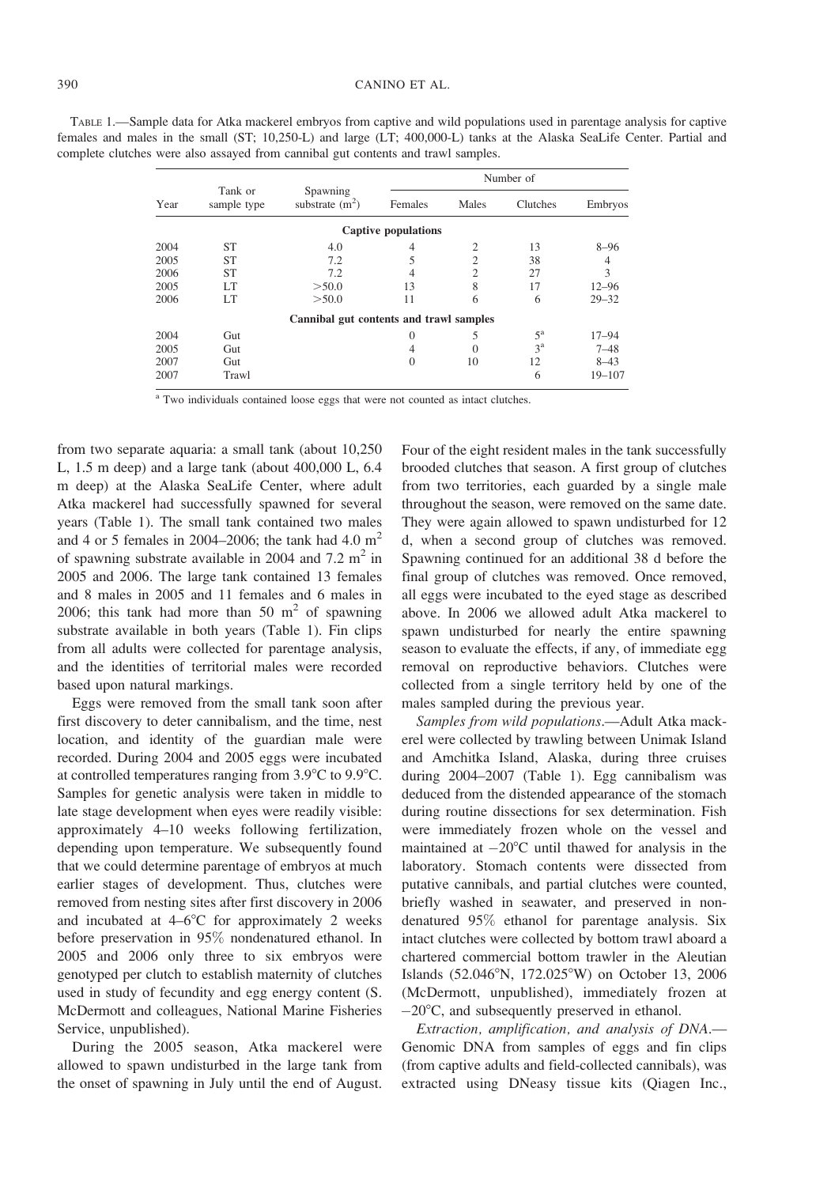TABLE 1.—Sample data for Atka mackerel embryos from captive and wild populations used in parentage analysis for captive females and males in the small (ST; 10,250-L) and large (LT; 400,000-L) tanks at the Alaska SeaLife Center. Partial and complete clutches were also assayed from cannibal gut contents and trawl samples.

| Year | Tank or sample type | Spawning substrate ($m^2$) | Number of | | | |
|---|---|---|---|---|---|---|
| | | | Females | Males | Clutches | Embryos |
| **Captive populations** | | | | | | |
| 2004 | ST | 4.0 | 4 | 2 | 13 | 8–96 |
| 2005 | ST | 7.2 | 5 | 2 | 38 | 4 |
| 2006 | ST | 7.2 | 4 | 2 | 27 | 3 |
| 2005 | LT | >50.0 | 13 | 8 | 17 | 12–96 |
| 2006 | LT | >50.0 | 11 | 6 | 6 | 29–32 |
| **Cannibal gut contents and trawl samples** | | | | | | |
| 2004 | Gut | | 0 | 5 | 5[a] | 17–94 |
| 2005 | Gut | | 4 | 0 | 3[a] | 7–48 |
| 2007 | Gut | | 0 | 10 | 12 | 8–43 |
| 2007 | Trawl | | | | 6 | 19–107 |

[a] Two individuals contained loose eggs that were not counted as intact clutches.

from two separate aquaria: a small tank (about 10,250 L, 1.5 m deep) and a large tank (about 400,000 L, 6.4 m deep) at the Alaska SeaLife Center, where adult Atka mackerel had successfully spawned for several years (Table 1). The small tank contained two males and 4 or 5 females in 2004–2006; the tank had 4.0 $m^2$ of spawning substrate available in 2004 and 7.2 $m^2$ in 2005 and 2006. The large tank contained 13 females and 8 males in 2005 and 11 females and 6 males in 2006; this tank had more than 50 $m^2$ of spawning substrate available in both years (Table 1). Fin clips from all adults were collected for parentage analysis, and the identities of territorial males were recorded based upon natural markings.

Eggs were removed from the small tank soon after first discovery to deter cannibalism, and the time, nest location, and identity of the guardian male were recorded. During 2004 and 2005 eggs were incubated at controlled temperatures ranging from 3.9°C to 9.9°C. Samples for genetic analysis were taken in middle to late stage development when eyes were readily visible: approximately 4–10 weeks following fertilization, depending upon temperature. We subsequently found that we could determine parentage of embryos at much earlier stages of development. Thus, clutches were removed from nesting sites after first discovery in 2006 and incubated at 4–6°C for approximately 2 weeks before preservation in 95% nondenatured ethanol. In 2005 and 2006 only three to six embryos were genotyped per clutch to establish maternity of clutches used in study of fecundity and egg energy content (S. McDermott and colleagues, National Marine Fisheries Service, unpublished).

During the 2005 season, Atka mackerel were allowed to spawn undisturbed in the large tank from the onset of spawning in July until the end of August. Four of the eight resident males in the tank successfully brooded clutches that season. A first group of clutches from two territories, each guarded by a single male throughout the season, were removed on the same date. They were again allowed to spawn undisturbed for 12 d, when a second group of clutches was removed. Spawning continued for an additional 38 d before the final group of clutches was removed. Once removed, all eggs were incubated to the eyed stage as described above. In 2006 we allowed adult Atka mackerel to spawn undisturbed for nearly the entire spawning season to evaluate the effects, if any, of immediate egg removal on reproductive behaviors. Clutches were collected from a single territory held by one of the males sampled during the previous year.

*Samples from wild populations.*—Adult Atka mackerel were collected by trawling between Unimak Island and Amchitka Island, Alaska, during three cruises during 2004–2007 (Table 1). Egg cannibalism was deduced from the distended appearance of the stomach during routine dissections for sex determination. Fish were immediately frozen whole on the vessel and maintained at −20°C until thawed for analysis in the laboratory. Stomach contents were dissected from putative cannibals, and partial clutches were counted, briefly washed in seawater, and preserved in nondenatured 95% ethanol for parentage analysis. Six intact clutches were collected by bottom trawl aboard a chartered commercial bottom trawler in the Aleutian Islands (52.046°N, 172.025°W) on October 13, 2006 (McDermott, unpublished), immediately frozen at −20°C, and subsequently preserved in ethanol.

*Extraction, amplification, and analysis of DNA.*—Genomic DNA from samples of eggs and fin clips (from captive adults and field-collected cannibals), was extracted using DNeasy tissue kits (Qiagen Inc.,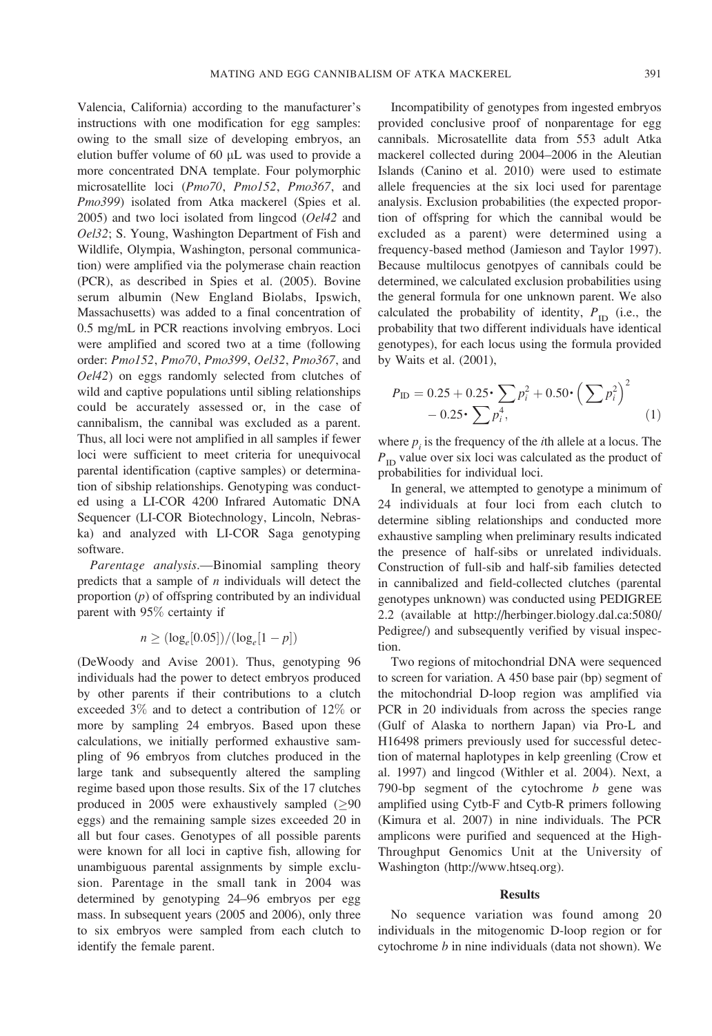Valencia, California) according to the manufacturer's instructions with one modification for egg samples: owing to the small size of developing embryos, an elution buffer volume of 60 μL was used to provide a more concentrated DNA template. Four polymorphic microsatellite loci (*Pmo70*, *Pmo152*, *Pmo367*, and *Pmo399*) isolated from Atka mackerel (Spies et al. 2005) and two loci isolated from lingcod (*Oel42* and *Oel32*; S. Young, Washington Department of Fish and Wildlife, Olympia, Washington, personal communication) were amplified via the polymerase chain reaction (PCR), as described in Spies et al. (2005). Bovine serum albumin (New England Biolabs, Ipswich, Massachusetts) was added to a final concentration of 0.5 mg/mL in PCR reactions involving embryos. Loci were amplified and scored two at a time (following order: *Pmo152*, *Pmo70*, *Pmo399*, *Oel32*, *Pmo367*, and *Oel42*) on eggs randomly selected from clutches of wild and captive populations until sibling relationships could be accurately assessed or, in the case of cannibalism, the cannibal was excluded as a parent. Thus, all loci were not amplified in all samples if fewer loci were sufficient to meet criteria for unequivocal parental identification (captive samples) or determination of sibship relationships. Genotyping was conducted using a LI-COR 4200 Infrared Automatic DNA Sequencer (LI-COR Biotechnology, Lincoln, Nebraska) and analyzed with LI-COR Saga genotyping software.

*Parentage analysis*.—Binomial sampling theory predicts that a sample of $n$ individuals will detect the proportion ($p$) of offspring contributed by an individual parent with 95% certainty if

$$n \geq (\log_e[0.05])/(\log_e[1-p])$$

(DeWoody and Avise 2001). Thus, genotyping 96 individuals had the power to detect embryos produced by other parents if their contributions to a clutch exceeded 3% and to detect a contribution of 12% or more by sampling 24 embryos. Based upon these calculations, we initially performed exhaustive sampling of 96 embryos from clutches produced in the large tank and subsequently altered the sampling regime based upon those results. Six of the 17 clutches produced in 2005 were exhaustively sampled ($\geq$90 eggs) and the remaining sample sizes exceeded 20 in all but four cases. Genotypes of all possible parents were known for all loci in captive fish, allowing for unambiguous parental assignments by simple exclusion. Parentage in the small tank in 2004 was determined by genotyping 24–96 embryos per egg mass. In subsequent years (2005 and 2006), only three to six embryos were sampled from each clutch to identify the female parent.

Incompatibility of genotypes from ingested embryos provided conclusive proof of nonparentage for egg cannibals. Microsatellite data from 553 adult Atka mackerel collected during 2004–2006 in the Aleutian Islands (Canino et al. 2010) were used to estimate allele frequencies at the six loci used for parentage analysis. Exclusion probabilities (the expected proportion of offspring for which the cannibal would be excluded as a parent) were determined using a frequency-based method (Jamieson and Taylor 1997). Because multilocus genotpyes of cannibals could be determined, we calculated exclusion probabilities using the general formula for one unknown parent. We also calculated the probability of identity, $P_{ID}$ (i.e., the probability that two different individuals have identical genotypes), for each locus using the formula provided by Waits et al. (2001),

$$P_{ID} = 0.25 + 0.25 \cdot \sum p_i^2 + 0.50 \cdot \left(\sum p_i^2\right)^2 - 0.25 \cdot \sum p_i^4, \quad (1)$$

where $p_i$ is the frequency of the $i$th allele at a locus. The $P_{ID}$ value over six loci was calculated as the product of probabilities for individual loci.

In general, we attempted to genotype a minimum of 24 individuals at four loci from each clutch to determine sibling relationships and conducted more exhaustive sampling when preliminary results indicated the presence of half-sibs or unrelated individuals. Construction of full-sib and half-sib families detected in cannibalized and field-collected clutches (parental genotypes unknown) was conducted using PEDIGREE 2.2 (available at http://herbinger.biology.dal.ca:5080/Pedigree/) and subsequently verified by visual inspection.

Two regions of mitochondrial DNA were sequenced to screen for variation. A 450 base pair (bp) segment of the mitochondrial D-loop region was amplified via PCR in 20 individuals from across the species range (Gulf of Alaska to northern Japan) via Pro-L and H16498 primers previously used for successful detection of maternal haplotypes in kelp greenling (Crow et al. 1997) and lingcod (Withler et al. 2004). Next, a 790-bp segment of the cytochrome *b* gene was amplified using Cytb-F and Cytb-R primers following (Kimura et al. 2007) in nine individuals. The PCR amplicons were purified and sequenced at the High-Throughput Genomics Unit at the University of Washington (http://www.htseq.org).

## Results

No sequence variation was found among 20 individuals in the mitogenomic D-loop region or for cytochrome *b* in nine individuals (data not shown). We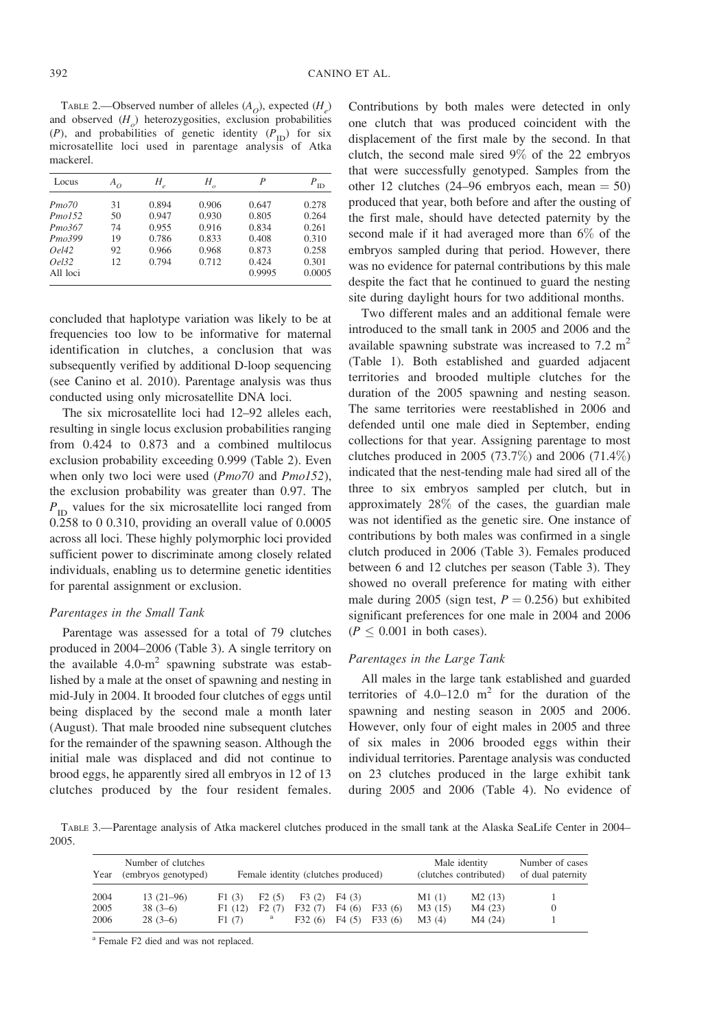TABLE 2.—Observed number of alleles ($A_O$), expected ($H_e$) and observed ($H_o$) heterozygosities, exclusion probabilities ($P$), and probabilities of genetic identity ($P_{ID}$) for six microsatellite loci used in parentage analysis of Atka mackerel.

| Locus | $A_O$ | $H_e$ | $H_o$ | $P$ | $P_{ID}$ |
|---|---|---|---|---|---|
| *Pmo70* | 31 | 0.894 | 0.906 | 0.647 | 0.278 |
| *Pmo152* | 50 | 0.947 | 0.930 | 0.805 | 0.264 |
| *Pmo367* | 74 | 0.955 | 0.916 | 0.834 | 0.261 |
| *Pmo399* | 19 | 0.786 | 0.833 | 0.408 | 0.310 |
| *Oel42* | 92 | 0.966 | 0.968 | 0.873 | 0.258 |
| *Oel32* | 12 | 0.794 | 0.712 | 0.424 | 0.301 |
| All loci | | | | 0.9995 | 0.0005 |

concluded that haplotype variation was likely to be at frequencies too low to be informative for maternal identification in clutches, a conclusion that was subsequently verified by additional D-loop sequencing (see Canino et al. 2010). Parentage analysis was thus conducted using only microsatellite DNA loci.

The six microsatellite loci had 12–92 alleles each, resulting in single locus exclusion probabilities ranging from 0.424 to 0.873 and a combined multilocus exclusion probability exceeding 0.999 (Table 2). Even when only two loci were used (*Pmo70* and *Pmo152*), the exclusion probability was greater than 0.97. The $P_{ID}$ values for the six microsatellite loci ranged from 0.258 to 0 0.310, providing an overall value of 0.0005 across all loci. These highly polymorphic loci provided sufficient power to discriminate among closely related individuals, enabling us to determine genetic identities for parental assignment or exclusion.

### *Parentages in the Small Tank*

Parentage was assessed for a total of 79 clutches produced in 2004–2006 (Table 3). A single territory on the available 4.0-m$^2$ spawning substrate was established by a male at the onset of spawning and nesting in mid-July in 2004. It brooded four clutches of eggs until being displaced by the second male a month later (August). That male brooded nine subsequent clutches for the remainder of the spawning season. Although the initial male was displaced and did not continue to brood eggs, he apparently sired all embryos in 12 of 13 clutches produced by the four resident females. Contributions by both males were detected in only one clutch that was produced coincident with the displacement of the first male by the second. In that clutch, the second male sired 9% of the 22 embryos that were successfully genotyped. Samples from the other 12 clutches (24–96 embryos each, mean = 50) produced that year, both before and after the ousting of the first male, should have detected paternity by the second male if it had averaged more than 6% of the embryos sampled during that period. However, there was no evidence for paternal contributions by this male despite the fact that he continued to guard the nesting site during daylight hours for two additional months.

Two different males and an additional female were introduced to the small tank in 2005 and 2006 and the available spawning substrate was increased to 7.2 m$^2$ (Table 1). Both established and guarded adjacent territories and brooded multiple clutches for the duration of the 2005 spawning and nesting season. The same territories were reestablished in 2006 and defended until one male died in September, ending collections for that year. Assigning parentage to most clutches produced in 2005 (73.7%) and 2006 (71.4%) indicated that the nest-tending male had sired all of the three to six embryos sampled per clutch, but in approximately 28% of the cases, the guardian male was not identified as the genetic sire. One instance of contributions by both males was confirmed in a single clutch produced in 2006 (Table 3). Females produced between 6 and 12 clutches per season (Table 3). They showed no overall preference for mating with either male during 2005 (sign test, $P = 0.256$) but exhibited significant preferences for one male in 2004 and 2006 ($P \leq 0.001$ in both cases).

### *Parentages in the Large Tank*

All males in the large tank established and guarded territories of 4.0–12.0 m$^2$ for the duration of the spawning and nesting season in 2005 and 2006. However, only four of eight males in 2005 and three of six males in 2006 brooded eggs within their individual territories. Parentage analysis was conducted on 23 clutches produced in the large exhibit tank during 2005 and 2006 (Table 4). No evidence of

TABLE 3.—Parentage analysis of Atka mackerel clutches produced in the small tank at the Alaska SeaLife Center in 2004–2005.

| Year | Number of clutches (embryos genotyped) | Female identity (clutches produced) | | | | | Male identity (clutches contributed) | | Number of cases of dual paternity |
|---|---|---|---|---|---|---|---|---|---|
| 2004 | 13 (21–96) | F1 (3) | F2 (5) | F3 (2) | F4 (3) | | M1 (1) | M2 (13) | 1 |
| 2005 | 38 (3–6) | F1 (12) | F2 (7) | F32 (7) | F4 (6) | F33 (6) | M3 (15) | M4 (23) | 0 |
| 2006 | 28 (3–6) | F1 (7) | [a] | F32 (6) | F4 (5) | F33 (6) | M3 (4) | M4 (24) | 1 |

[a] Female F2 died and was not replaced.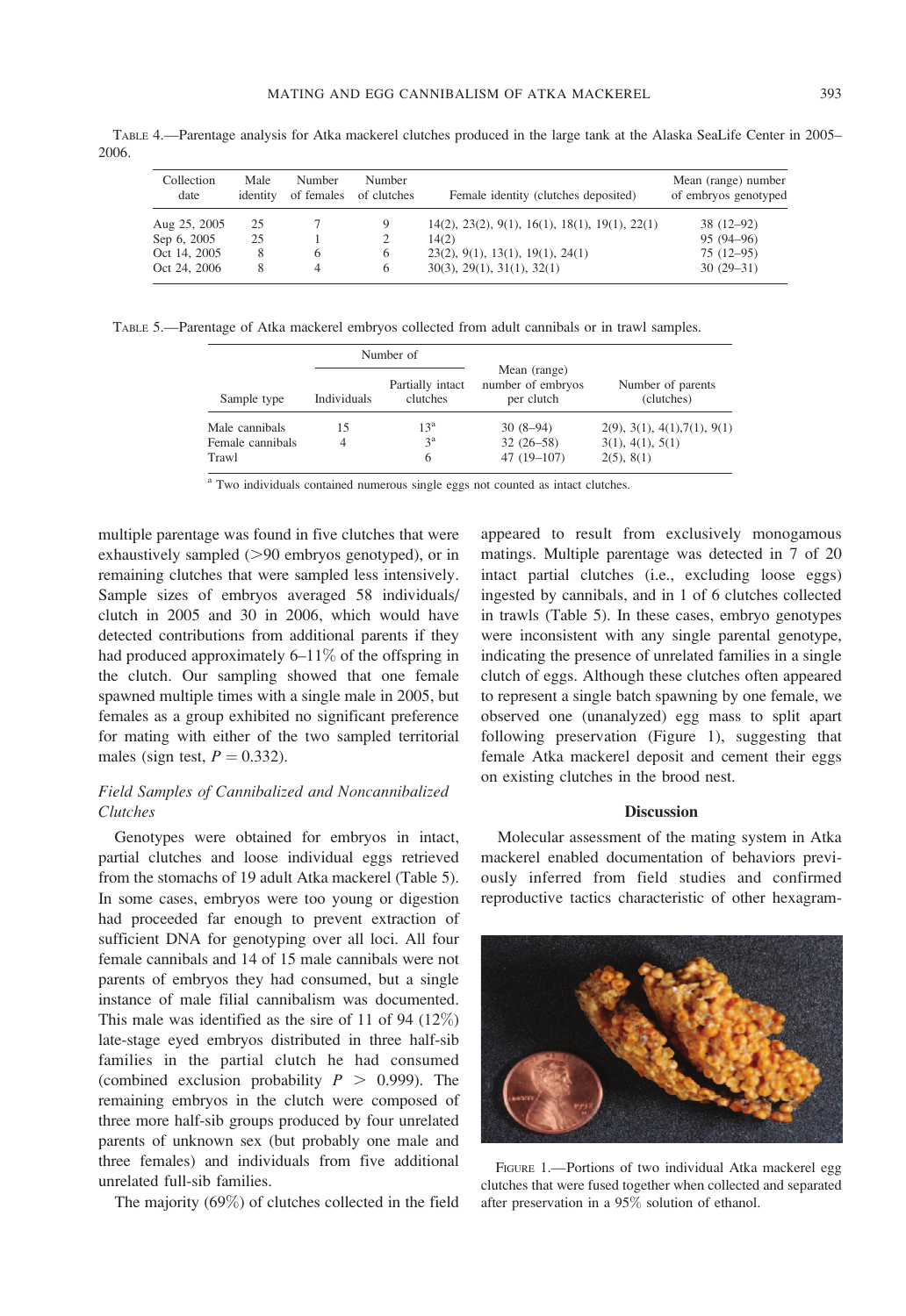TABLE 4.—Parentage analysis for Atka mackerel clutches produced in the large tank at the Alaska SeaLife Center in 2005–2006.

| Collection date | Male identity | Number of females | Number of clutches | Female identity (clutches deposited) | Mean (range) number of embryos genotyped |
|---|---|---|---|---|---|
| Aug 25, 2005 | 25 | 7 | 9 | 14(2), 23(2), 9(1), 16(1), 18(1), 19(1), 22(1) | 38 (12–92) |
| Sep 6, 2005 | 25 | 1 | 2 | 14(2) | 95 (94–96) |
| Oct 14, 2005 | 8 | 6 | 6 | 23(2), 9(1), 13(1), 19(1), 24(1) | 75 (12–95) |
| Oct 24, 2006 | 8 | 4 | 6 | 30(3), 29(1), 31(1), 32(1) | 30 (29–31) |

TABLE 5.—Parentage of Atka mackerel embryos collected from adult cannibals or in trawl samples.

| Sample type | Number of | | Mean (range) number of embryos per clutch | Number of parents (clutches) |
|---|---|---|---|---|
| | Individuals | Partially intact clutches | | |
| Male cannibals | 15 | 13[a] | 30 (8–94) | 2(9), 3(1), 4(1),7(1), 9(1) |
| Female cannibals | 4 | 3[a] | 32 (26–58) | 3(1), 4(1), 5(1) |
| Trawl | | 6 | 47 (19–107) | 2(5), 8(1) |

[a] Two individuals contained numerous single eggs not counted as intact clutches.

multiple parentage was found in five clutches that were exhaustively sampled (>90 embryos genotyped), or in remaining clutches that were sampled less intensively. Sample sizes of embryos averaged 58 individuals/clutch in 2005 and 30 in 2006, which would have detected contributions from additional parents if they had produced approximately 6–11% of the offspring in the clutch. Our sampling showed that one female spawned multiple times with a single male in 2005, but females as a group exhibited no significant preference for mating with either of the two sampled territorial males (sign test, $P = 0.332$).

### *Field Samples of Cannibalized and Noncannibalized Clutches*

Genotypes were obtained for embryos in intact, partial clutches and loose individual eggs retrieved from the stomachs of 19 adult Atka mackerel (Table 5). In some cases, embryos were too young or digestion had proceeded far enough to prevent extraction of sufficient DNA for genotyping over all loci. All four female cannibals and 14 of 15 male cannibals were not parents of embryos they had consumed, but a single instance of male filial cannibalism was documented. This male was identified as the sire of 11 of 94 (12%) late-stage eyed embryos distributed in three half-sib families in the partial clutch he had consumed (combined exclusion probability $P > 0.999$). The remaining embryos in the clutch were composed of three more half-sib groups produced by four unrelated parents of unknown sex (but probably one male and three females) and individuals from five additional unrelated full-sib families.

The majority (69%) of clutches collected in the field appeared to result from exclusively monogamous matings. Multiple parentage was detected in 7 of 20 intact partial clutches (i.e., excluding loose eggs) ingested by cannibals, and in 1 of 6 clutches collected in trawls (Table 5). In these cases, embryo genotypes were inconsistent with any single parental genotype, indicating the presence of unrelated families in a single clutch of eggs. Although these clutches often appeared to represent a single batch spawning by one female, we observed one (unanalyzed) egg mass to split apart following preservation (Figure 1), suggesting that female Atka mackerel deposit and cement their eggs on existing clutches in the brood nest.

## Discussion

Molecular assessment of the mating system in Atka mackerel enabled documentation of behaviors previously inferred from field studies and confirmed reproductive tactics characteristic of other hexagram-

FIGURE 1.—Portions of two individual Atka mackerel egg clutches that were fused together when collected and separated after preservation in a 95% solution of ethanol.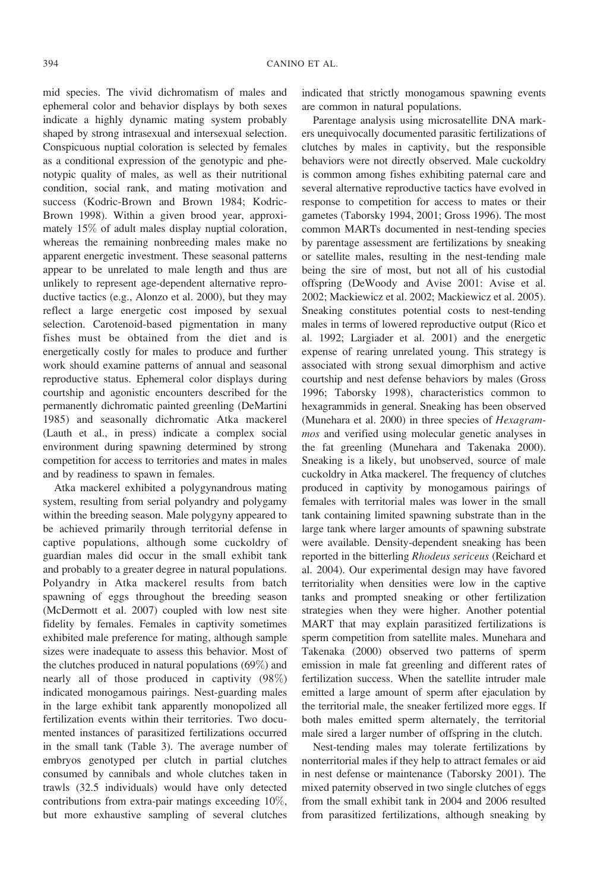mid species. The vivid dichromatism of males and ephemeral color and behavior displays by both sexes indicate a highly dynamic mating system probably shaped by strong intrasexual and intersexual selection. Conspicuous nuptial coloration is selected by females as a conditional expression of the genotypic and phenotypic quality of males, as well as their nutritional condition, social rank, and mating motivation and success (Kodric-Brown and Brown 1984; Kodric-Brown 1998). Within a given brood year, approximately 15% of adult males display nuptial coloration, whereas the remaining nonbreeding males make no apparent energetic investment. These seasonal patterns appear to be unrelated to male length and thus are unlikely to represent age-dependent alternative reproductive tactics (e.g., Alonzo et al. 2000), but they may reflect a large energetic cost imposed by sexual selection. Carotenoid-based pigmentation in many fishes must be obtained from the diet and is energetically costly for males to produce and further work should examine patterns of annual and seasonal reproductive status. Ephemeral color displays during courtship and agonistic encounters described for the permanently dichromatic painted greenling (DeMartini 1985) and seasonally dichromatic Atka mackerel (Lauth et al., in press) indicate a complex social environment during spawning determined by strong competition for access to territories and mates in males and by readiness to spawn in females.

Atka mackerel exhibited a polygynandrous mating system, resulting from serial polyandry and polygamy within the breeding season. Male polygyny appeared to be achieved primarily through territorial defense in captive populations, although some cuckoldry of guardian males did occur in the small exhibit tank and probably to a greater degree in natural populations. Polyandry in Atka mackerel results from batch spawning of eggs throughout the breeding season (McDermott et al. 2007) coupled with low nest site fidelity by females. Females in captivity sometimes exhibited male preference for mating, although sample sizes were inadequate to assess this behavior. Most of the clutches produced in natural populations (69%) and nearly all of those produced in captivity (98%) indicated monogamous pairings. Nest-guarding males in the large exhibit tank apparently monopolized all fertilization events within their territories. Two documented instances of parasitized fertilizations occurred in the small tank (Table 3). The average number of embryos genotyped per clutch in partial clutches consumed by cannibals and whole clutches taken in trawls (32.5 individuals) would have only detected contributions from extra-pair matings exceeding 10%, but more exhaustive sampling of several clutches indicated that strictly monogamous spawning events are common in natural populations.

Parentage analysis using microsatellite DNA markers unequivocally documented parasitic fertilizations of clutches by males in captivity, but the responsible behaviors were not directly observed. Male cuckoldry is common among fishes exhibiting paternal care and several alternative reproductive tactics have evolved in response to competition for access to mates or their gametes (Taborsky 1994, 2001; Gross 1996). The most common MARTs documented in nest-tending species by parentage assessment are fertilizations by sneaking or satellite males, resulting in the nest-tending male being the sire of most, but not all of his custodial offspring (DeWoody and Avise 2001: Avise et al. 2002; Mackiewicz et al. 2002; Mackiewicz et al. 2005). Sneaking constitutes potential costs to nest-tending males in terms of lowered reproductive output (Rico et al. 1992; Largiader et al. 2001) and the energetic expense of rearing unrelated young. This strategy is associated with strong sexual dimorphism and active courtship and nest defense behaviors by males (Gross 1996; Taborsky 1998), characteristics common to hexagrammids in general. Sneaking has been observed (Munehara et al. 2000) in three species of *Hexagrammos* and verified using molecular genetic analyses in the fat greenling (Munehara and Takenaka 2000). Sneaking is a likely, but unobserved, source of male cuckoldry in Atka mackerel. The frequency of clutches produced in captivity by monogamous pairings of females with territorial males was lower in the small tank containing limited spawning substrate than in the large tank where larger amounts of spawning substrate were available. Density-dependent sneaking has been reported in the bitterling *Rhodeus sericeus* (Reichard et al. 2004). Our experimental design may have favored territoriality when densities were low in the captive tanks and prompted sneaking or other fertilization strategies when they were higher. Another potential MART that may explain parasitized fertilizations is sperm competition from satellite males. Munehara and Takenaka (2000) observed two patterns of sperm emission in male fat greenling and different rates of fertilization success. When the satellite intruder male emitted a large amount of sperm after ejaculation by the territorial male, the sneaker fertilized more eggs. If both males emitted sperm alternately, the territorial male sired a larger number of offspring in the clutch.

Nest-tending males may tolerate fertilizations by nonterritorial males if they help to attract females or aid in nest defense or maintenance (Taborsky 2001). The mixed paternity observed in two single clutches of eggs from the small exhibit tank in 2004 and 2006 resulted from parasitized fertilizations, although sneaking by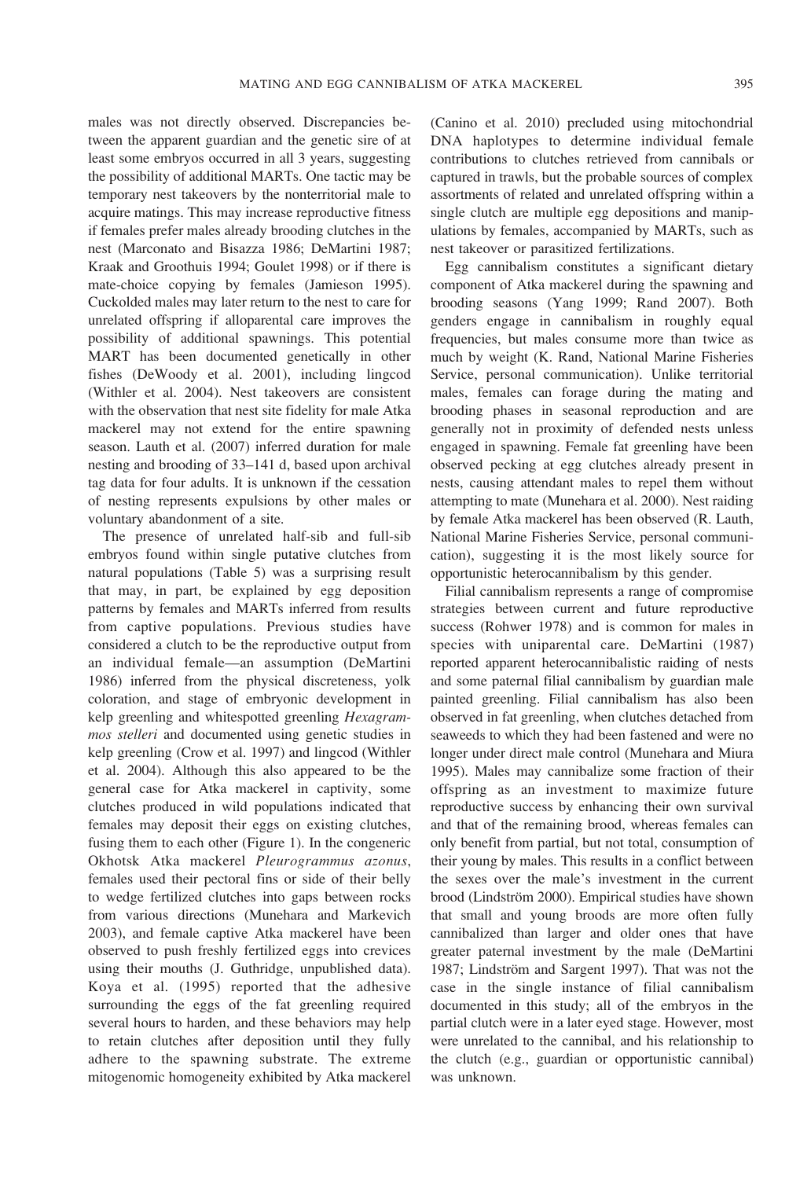males was not directly observed. Discrepancies between the apparent guardian and the genetic sire of at least some embryos occurred in all 3 years, suggesting the possibility of additional MARTs. One tactic may be temporary nest takeovers by the nonterritorial male to acquire matings. This may increase reproductive fitness if females prefer males already brooding clutches in the nest (Marconato and Bisazza 1986; DeMartini 1987; Kraak and Groothuis 1994; Goulet 1998) or if there is mate-choice copying by females (Jamieson 1995). Cuckolded males may later return to the nest to care for unrelated offspring if alloparental care improves the possibility of additional spawnings. This potential MART has been documented genetically in other fishes (DeWoody et al. 2001), including lingcod (Withler et al. 2004). Nest takeovers are consistent with the observation that nest site fidelity for male Atka mackerel may not extend for the entire spawning season. Lauth et al. (2007) inferred duration for male nesting and brooding of 33–141 d, based upon archival tag data for four adults. It is unknown if the cessation of nesting represents expulsions by other males or voluntary abandonment of a site.

The presence of unrelated half-sib and full-sib embryos found within single putative clutches from natural populations (Table 5) was a surprising result that may, in part, be explained by egg deposition patterns by females and MARTs inferred from results from captive populations. Previous studies have considered a clutch to be the reproductive output from an individual female—an assumption (DeMartini 1986) inferred from the physical discreteness, yolk coloration, and stage of embryonic development in kelp greenling and whitespotted greenling *Hexagrammos stelleri* and documented using genetic studies in kelp greenling (Crow et al. 1997) and lingcod (Withler et al. 2004). Although this also appeared to be the general case for Atka mackerel in captivity, some clutches produced in wild populations indicated that females may deposit their eggs on existing clutches, fusing them to each other (Figure 1). In the congeneric Okhotsk Atka mackerel *Pleurogrammus azonus*, females used their pectoral fins or side of their belly to wedge fertilized clutches into gaps between rocks from various directions (Munehara and Markevich 2003), and female captive Atka mackerel have been observed to push freshly fertilized eggs into crevices using their mouths (J. Guthridge, unpublished data). Koya et al. (1995) reported that the adhesive surrounding the eggs of the fat greenling required several hours to harden, and these behaviors may help to retain clutches after deposition until they fully adhere to the spawning substrate. The extreme mitogenomic homogeneity exhibited by Atka mackerel (Canino et al. 2010) precluded using mitochondrial DNA haplotypes to determine individual female contributions to clutches retrieved from cannibals or captured in trawls, but the probable sources of complex assortments of related and unrelated offspring within a single clutch are multiple egg depositions and manipulations by females, accompanied by MARTs, such as nest takeover or parasitized fertilizations.

Egg cannibalism constitutes a significant dietary component of Atka mackerel during the spawning and brooding seasons (Yang 1999; Rand 2007). Both genders engage in cannibalism in roughly equal frequencies, but males consume more than twice as much by weight (K. Rand, National Marine Fisheries Service, personal communication). Unlike territorial males, females can forage during the mating and brooding phases in seasonal reproduction and are generally not in proximity of defended nests unless engaged in spawning. Female fat greenling have been observed pecking at egg clutches already present in nests, causing attendant males to repel them without attempting to mate (Munehara et al. 2000). Nest raiding by female Atka mackerel has been observed (R. Lauth, National Marine Fisheries Service, personal communication), suggesting it is the most likely source for opportunistic heterocannibalism by this gender.

Filial cannibalism represents a range of compromise strategies between current and future reproductive success (Rohwer 1978) and is common for males in species with uniparental care. DeMartini (1987) reported apparent heterocannibalistic raiding of nests and some paternal filial cannibalism by guardian male painted greenling. Filial cannibalism has also been observed in fat greenling, when clutches detached from seaweeds to which they had been fastened and were no longer under direct male control (Munehara and Miura 1995). Males may cannibalize some fraction of their offspring as an investment to maximize future reproductive success by enhancing their own survival and that of the remaining brood, whereas females can only benefit from partial, but not total, consumption of their young by males. This results in a conflict between the sexes over the male's investment in the current brood (Lindström 2000). Empirical studies have shown that small and young broods are more often fully cannibalized than larger and older ones that have greater paternal investment by the male (DeMartini 1987; Lindström and Sargent 1997). That was not the case in the single instance of filial cannibalism documented in this study; all of the embryos in the partial clutch were in a later eyed stage. However, most were unrelated to the cannibal, and his relationship to the clutch (e.g., guardian or opportunistic cannibal) was unknown.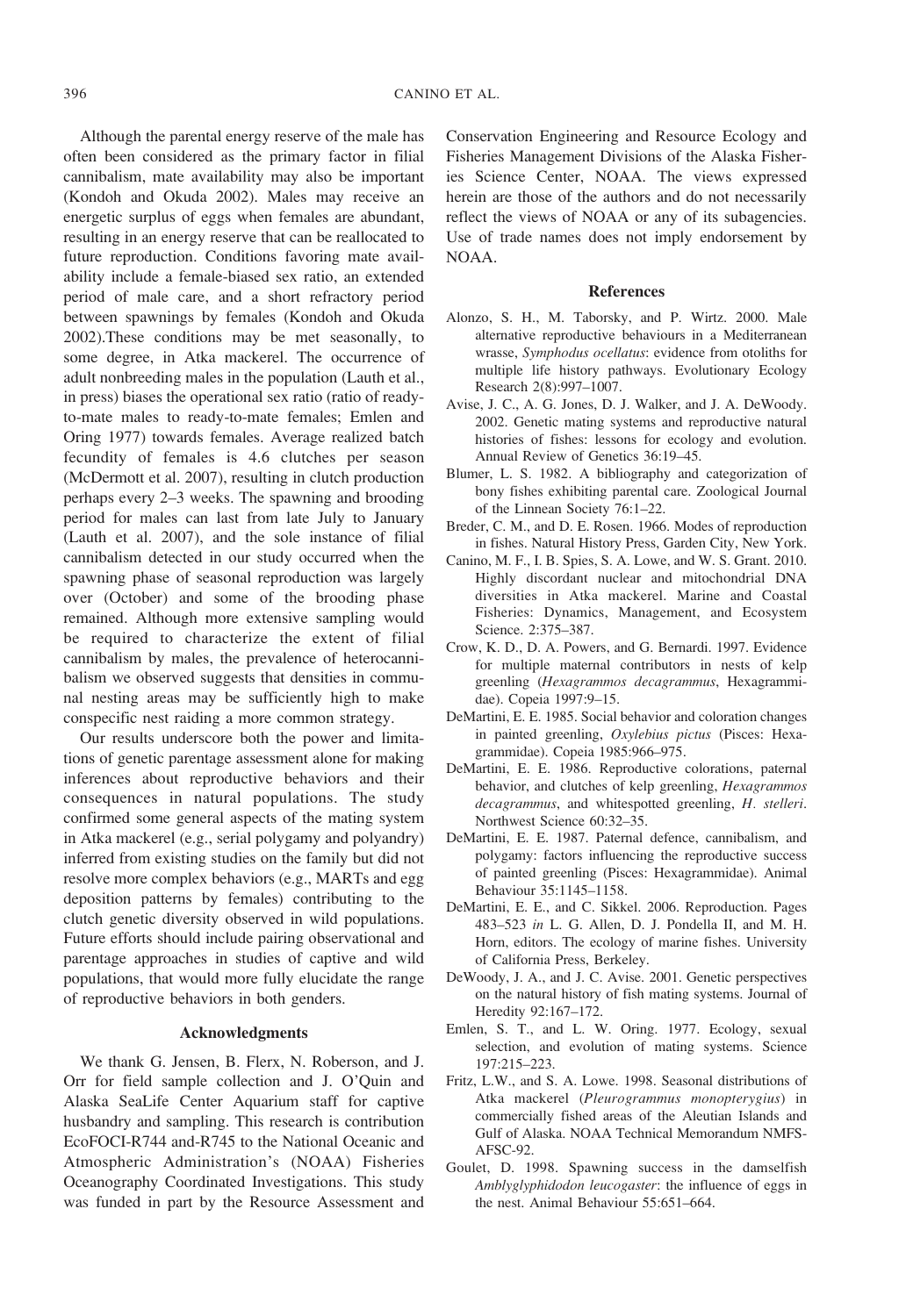Although the parental energy reserve of the male has often been considered as the primary factor in filial cannibalism, mate availability may also be important (Kondoh and Okuda 2002). Males may receive an energetic surplus of eggs when females are abundant, resulting in an energy reserve that can be reallocated to future reproduction. Conditions favoring mate availability include a female-biased sex ratio, an extended period of male care, and a short refractory period between spawnings by females (Kondoh and Okuda 2002).These conditions may be met seasonally, to some degree, in Atka mackerel. The occurrence of adult nonbreeding males in the population (Lauth et al., in press) biases the operational sex ratio (ratio of ready-to-mate males to ready-to-mate females; Emlen and Oring 1977) towards females. Average realized batch fecundity of females is 4.6 clutches per season (McDermott et al. 2007), resulting in clutch production perhaps every 2–3 weeks. The spawning and brooding period for males can last from late July to January (Lauth et al. 2007), and the sole instance of filial cannibalism detected in our study occurred when the spawning phase of seasonal reproduction was largely over (October) and some of the brooding phase remained. Although more extensive sampling would be required to characterize the extent of filial cannibalism by males, the prevalence of heterocannibalism we observed suggests that densities in communal nesting areas may be sufficiently high to make conspecific nest raiding a more common strategy.

Our results underscore both the power and limitations of genetic parentage assessment alone for making inferences about reproductive behaviors and their consequences in natural populations. The study confirmed some general aspects of the mating system in Atka mackerel (e.g., serial polygamy and polyandry) inferred from existing studies on the family but did not resolve more complex behaviors (e.g., MARTs and egg deposition patterns by females) contributing to the clutch genetic diversity observed in wild populations. Future efforts should include pairing observational and parentage approaches in studies of captive and wild populations, that would more fully elucidate the range of reproductive behaviors in both genders.

## Acknowledgments

We thank G. Jensen, B. Flerx, N. Roberson, and J. Orr for field sample collection and J. O'Quin and Alaska SeaLife Center Aquarium staff for captive husbandry and sampling. This research is contribution EcoFOCI-R744 and-R745 to the National Oceanic and Atmospheric Administration's (NOAA) Fisheries Oceanography Coordinated Investigations. This study was funded in part by the Resource Assessment and Conservation Engineering and Resource Ecology and Fisheries Management Divisions of the Alaska Fisheries Science Center, NOAA. The views expressed herein are those of the authors and do not necessarily reflect the views of NOAA or any of its subagencies. Use of trade names does not imply endorsement by NOAA.

## References

Alonzo, S. H., M. Taborsky, and P. Wirtz. 2000. Male alternative reproductive behaviours in a Mediterranean wrasse, *Symphodus ocellatus*: evidence from otoliths for multiple life history pathways. Evolutionary Ecology Research 2(8):997–1007.

Avise, J. C., A. G. Jones, D. J. Walker, and J. A. DeWoody. 2002. Genetic mating systems and reproductive natural histories of fishes: lessons for ecology and evolution. Annual Review of Genetics 36:19–45.

Blumer, L. S. 1982. A bibliography and categorization of bony fishes exhibiting parental care. Zoological Journal of the Linnean Society 76:1–22.

Breder, C. M., and D. E. Rosen. 1966. Modes of reproduction in fishes. Natural History Press, Garden City, New York.

Canino, M. F., I. B. Spies, S. A. Lowe, and W. S. Grant. 2010. Highly discordant nuclear and mitochondrial DNA diversities in Atka mackerel. Marine and Coastal Fisheries: Dynamics, Management, and Ecosystem Science. 2:375–387.

Crow, K. D., D. A. Powers, and G. Bernardi. 1997. Evidence for multiple maternal contributors in nests of kelp greenling (*Hexagrammos decagrammus*, Hexagrammidae). Copeia 1997:9–15.

DeMartini, E. E. 1985. Social behavior and coloration changes in painted greenling, *Oxylebius pictus* (Pisces: Hexagrammidae). Copeia 1985:966–975.

DeMartini, E. E. 1986. Reproductive colorations, paternal behavior, and clutches of kelp greenling, *Hexagrammos decagrammus*, and whitespotted greenling, *H. stelleri*. Northwest Science 60:32–35.

DeMartini, E. E. 1987. Paternal defence, cannibalism, and polygamy: factors influencing the reproductive success of painted greenling (Pisces: Hexagrammidae). Animal Behaviour 35:1145–1158.

DeMartini, E. E., and C. Sikkel. 2006. Reproduction. Pages 483–523 *in* L. G. Allen, D. J. Pondella II, and M. H. Horn, editors. The ecology of marine fishes. University of California Press, Berkeley.

DeWoody, J. A., and J. C. Avise. 2001. Genetic perspectives on the natural history of fish mating systems. Journal of Heredity 92:167–172.

Emlen, S. T., and L. W. Oring. 1977. Ecology, sexual selection, and evolution of mating systems. Science 197:215–223.

Fritz, L.W., and S. A. Lowe. 1998. Seasonal distributions of Atka mackerel (*Pleurogrammus monopterygius*) in commercially fished areas of the Aleutian Islands and Gulf of Alaska. NOAA Technical Memorandum NMFS-AFSC-92.

Goulet, D. 1998. Spawning success in the damselfish *Amblyglyphidodon leucogaster*: the influence of eggs in the nest. Animal Behaviour 55:651–664.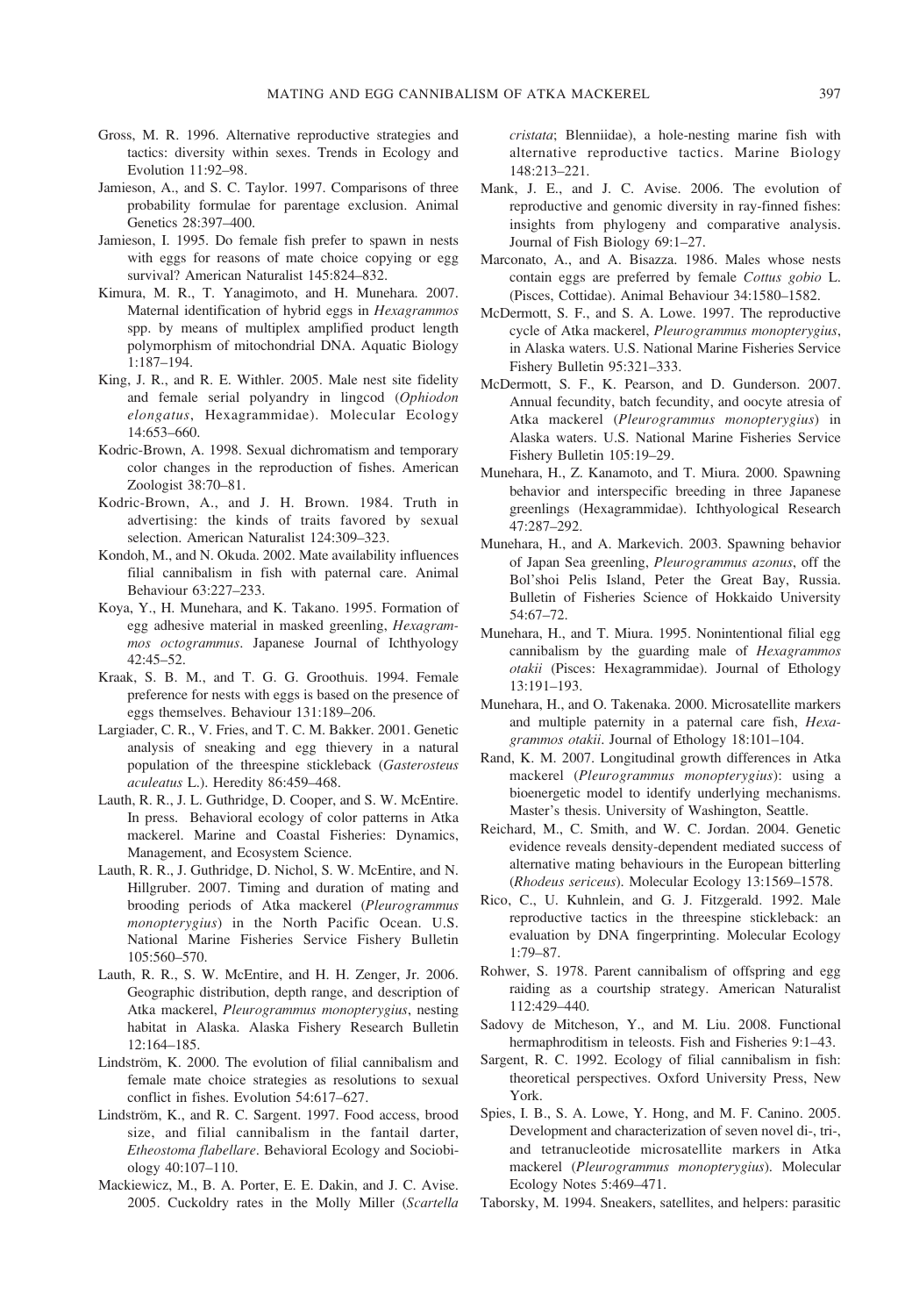Gross, M. R. 1996. Alternative reproductive strategies and tactics: diversity within sexes. Trends in Ecology and Evolution 11:92–98.

Jamieson, A., and S. C. Taylor. 1997. Comparisons of three probability formulae for parentage exclusion. Animal Genetics 28:397–400.

Jamieson, I. 1995. Do female fish prefer to spawn in nests with eggs for reasons of mate choice copying or egg survival? American Naturalist 145:824–832.

Kimura, M. R., T. Yanagimoto, and H. Munehara. 2007. Maternal identification of hybrid eggs in *Hexagrammos* spp. by means of multiplex amplified product length polymorphism of mitochondrial DNA. Aquatic Biology 1:187–194.

King, J. R., and R. E. Withler. 2005. Male nest site fidelity and female serial polyandry in lingcod (*Ophiodon elongatus*, Hexagrammidae). Molecular Ecology 14:653–660.

Kodric-Brown, A. 1998. Sexual dichromatism and temporary color changes in the reproduction of fishes. American Zoologist 38:70–81.

Kodric-Brown, A., and J. H. Brown. 1984. Truth in advertising: the kinds of traits favored by sexual selection. American Naturalist 124:309–323.

Kondoh, M., and N. Okuda. 2002. Mate availability influences filial cannibalism in fish with paternal care. Animal Behaviour 63:227–233.

Koya, Y., H. Munehara, and K. Takano. 1995. Formation of egg adhesive material in masked greenling, *Hexagrammos octogrammus*. Japanese Journal of Ichthyology 42:45–52.

Kraak, S. B. M., and T. G. G. Groothuis. 1994. Female preference for nests with eggs is based on the presence of eggs themselves. Behaviour 131:189–206.

Largiader, C. R., V. Fries, and T. C. M. Bakker. 2001. Genetic analysis of sneaking and egg thievery in a natural population of the threespine stickleback (*Gasterosteus aculeatus* L.). Heredity 86:459–468.

Lauth, R. R., J. L. Guthridge, D. Cooper, and S. W. McEntire. In press. Behavioral ecology of color patterns in Atka mackerel. Marine and Coastal Fisheries: Dynamics, Management, and Ecosystem Science.

Lauth, R. R., J. Guthridge, D. Nichol, S. W. McEntire, and N. Hillgruber. 2007. Timing and duration of mating and brooding periods of Atka mackerel (*Pleurogrammus monopterygius*) in the North Pacific Ocean. U.S. National Marine Fisheries Service Fishery Bulletin 105:560–570.

Lauth, R. R., S. W. McEntire, and H. H. Zenger, Jr. 2006. Geographic distribution, depth range, and description of Atka mackerel, *Pleurogrammus monopterygius*, nesting habitat in Alaska. Alaska Fishery Research Bulletin 12:164–185.

Lindström, K. 2000. The evolution of filial cannibalism and female mate choice strategies as resolutions to sexual conflict in fishes. Evolution 54:617–627.

Lindström, K., and R. C. Sargent. 1997. Food access, brood size, and filial cannibalism in the fantail darter, *Etheostoma flabellare*. Behavioral Ecology and Sociobiology 40:107–110.

Mackiewicz, M., B. A. Porter, E. E. Dakin, and J. C. Avise. 2005. Cuckoldry rates in the Molly Miller (*Scartella cristata*; Blenniidae), a hole-nesting marine fish with alternative reproductive tactics. Marine Biology 148:213–221.

Mank, J. E., and J. C. Avise. 2006. The evolution of reproductive and genomic diversity in ray-finned fishes: insights from phylogeny and comparative analysis. Journal of Fish Biology 69:1–27.

Marconato, A., and A. Bisazza. 1986. Males whose nests contain eggs are preferred by female *Cottus gobio* L. (Pisces, Cottidae). Animal Behaviour 34:1580–1582.

McDermott, S. F., and S. A. Lowe. 1997. The reproductive cycle of Atka mackerel, *Pleurogrammus monopterygius*, in Alaska waters. U.S. National Marine Fisheries Service Fishery Bulletin 95:321–333.

McDermott, S. F., K. Pearson, and D. Gunderson. 2007. Annual fecundity, batch fecundity, and oocyte atresia of Atka mackerel (*Pleurogrammus monopterygius*) in Alaska waters. U.S. National Marine Fisheries Service Fishery Bulletin 105:19–29.

Munehara, H., Z. Kanamoto, and T. Miura. 2000. Spawning behavior and interspecific breeding in three Japanese greenlings (Hexagrammidae). Ichthyological Research 47:287–292.

Munehara, H., and A. Markevich. 2003. Spawning behavior of Japan Sea greenling, *Pleurogrammus azonus*, off the Bol'shoi Pelis Island, Peter the Great Bay, Russia. Bulletin of Fisheries Science of Hokkaido University 54:67–72.

Munehara, H., and T. Miura. 1995. Nonintentional filial egg cannibalism by the guarding male of *Hexagrammos otakii* (Pisces: Hexagrammidae). Journal of Ethology 13:191–193.

Munehara, H., and O. Takenaka. 2000. Microsatellite markers and multiple paternity in a paternal care fish, *Hexagrammos otakii*. Journal of Ethology 18:101–104.

Rand, K. M. 2007. Longitudinal growth differences in Atka mackerel (*Pleurogrammus monopterygius*): using a bioenergetic model to identify underlying mechanisms. Master's thesis. University of Washington, Seattle.

Reichard, M., C. Smith, and W. C. Jordan. 2004. Genetic evidence reveals density-dependent mediated success of alternative mating behaviours in the European bitterling (*Rhodeus sericeus*). Molecular Ecology 13:1569–1578.

Rico, C., U. Kuhnlein, and G. J. Fitzgerald. 1992. Male reproductive tactics in the threespine stickleback: an evaluation by DNA fingerprinting. Molecular Ecology 1:79–87.

Rohwer, S. 1978. Parent cannibalism of offspring and egg raiding as a courtship strategy. American Naturalist 112:429–440.

Sadovy de Mitcheson, Y., and M. Liu. 2008. Functional hermaphroditism in teleosts. Fish and Fisheries 9:1–43.

Sargent, R. C. 1992. Ecology of filial cannibalism in fish: theoretical perspectives. Oxford University Press, New York.

Spies, I. B., S. A. Lowe, Y. Hong, and M. F. Canino. 2005. Development and characterization of seven novel di-, tri-, and tetranucleotide microsatellite markers in Atka mackerel (*Pleurogrammus monopterygius*). Molecular Ecology Notes 5:469–471.

Taborsky, M. 1994. Sneakers, satellites, and helpers: parasitic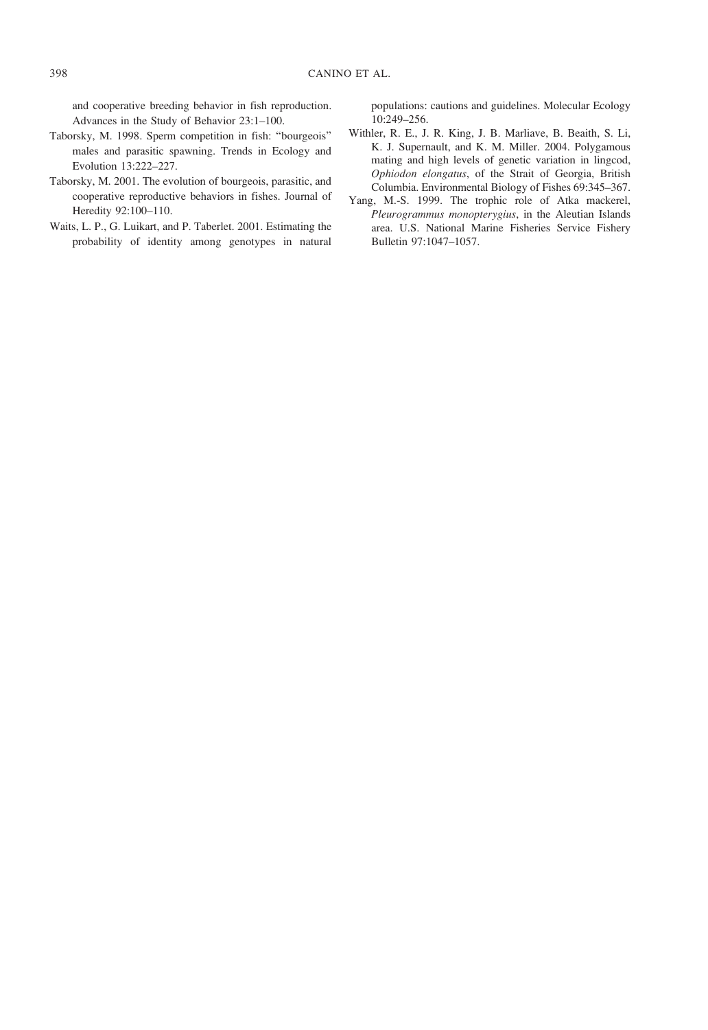and cooperative breeding behavior in fish reproduction. Advances in the Study of Behavior 23:1–100.

Taborsky, M. 1998. Sperm competition in fish: "bourgeois" males and parasitic spawning. Trends in Ecology and Evolution 13:222–227.

Taborsky, M. 2001. The evolution of bourgeois, parasitic, and cooperative reproductive behaviors in fishes. Journal of Heredity 92:100–110.

Waits, L. P., G. Luikart, and P. Taberlet. 2001. Estimating the probability of identity among genotypes in natural populations: cautions and guidelines. Molecular Ecology 10:249–256.

Withler, R. E., J. R. King, J. B. Marliave, B. Beaith, S. Li, K. J. Supernault, and K. M. Miller. 2004. Polygamous mating and high levels of genetic variation in lingcod, *Ophiodon elongatus*, of the Strait of Georgia, British Columbia. Environmental Biology of Fishes 69:345–367.

Yang, M.-S. 1999. The trophic role of Atka mackerel, *Pleurogrammus monopterygius*, in the Aleutian Islands area. U.S. National Marine Fisheries Service Fishery Bulletin 97:1047–1057.